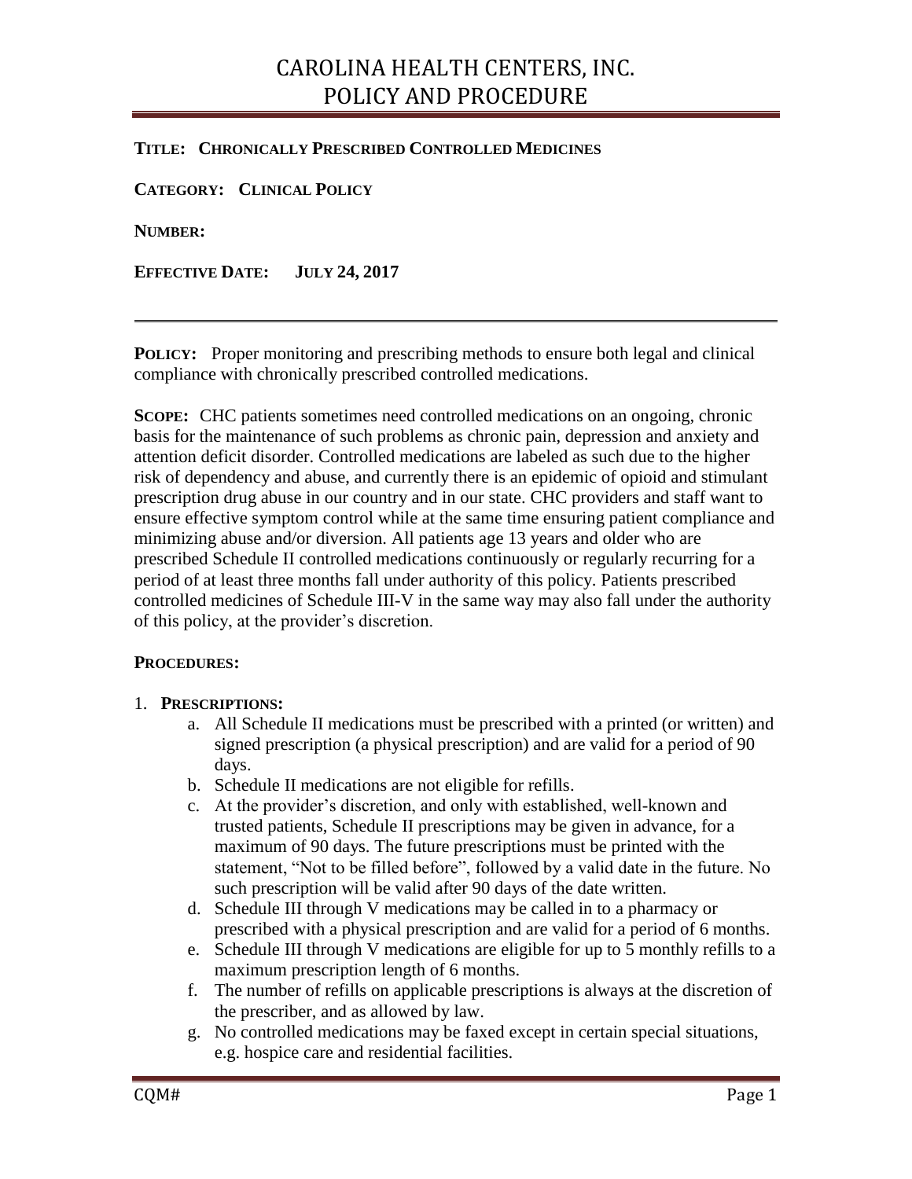# CAROLINA HEALTH CENTERS, INC.
# POLICY AND PROCEDURE

**TITLE: CHRONICALLY PRESCRIBED CONTROLLED MEDICINES**

**CATEGORY: CLINICAL POLICY**

**NUMBER:**

**EFFECTIVE DATE: JULY 24, 2017**

---

**POLICY:** Proper monitoring and prescribing methods to ensure both legal and clinical compliance with chronically prescribed controlled medications.

**SCOPE:** CHC patients sometimes need controlled medications on an ongoing, chronic basis for the maintenance of such problems as chronic pain, depression and anxiety and attention deficit disorder. Controlled medications are labeled as such due to the higher risk of dependency and abuse, and currently there is an epidemic of opioid and stimulant prescription drug abuse in our country and in our state. CHC providers and staff want to ensure effective symptom control while at the same time ensuring patient compliance and minimizing abuse and/or diversion. All patients age 13 years and older who are prescribed Schedule II controlled medications continuously or regularly recurring for a period of at least three months fall under authority of this policy. Patients prescribed controlled medicines of Schedule III-V in the same way may also fall under the authority of this policy, at the provider's discretion.

**PROCEDURES:**

1. **PRESCRIPTIONS:**
    a. All Schedule II medications must be prescribed with a printed (or written) and signed prescription (a physical prescription) and are valid for a period of 90 days.
    b. Schedule II medications are not eligible for refills.
    c. At the provider's discretion, and only with established, well-known and trusted patients, Schedule II prescriptions may be given in advance, for a maximum of 90 days. The future prescriptions must be printed with the statement, "Not to be filled before", followed by a valid date in the future. No such prescription will be valid after 90 days of the date written.
    d. Schedule III through V medications may be called in to a pharmacy or prescribed with a physical prescription and are valid for a period of 6 months.
    e. Schedule III through V medications are eligible for up to 5 monthly refills to a maximum prescription length of 6 months.
    f. The number of refills on applicable prescriptions is always at the discretion of the prescriber, and as allowed by law.
    g. No controlled medications may be faxed except in certain special situations, e.g. hospice care and residential facilities.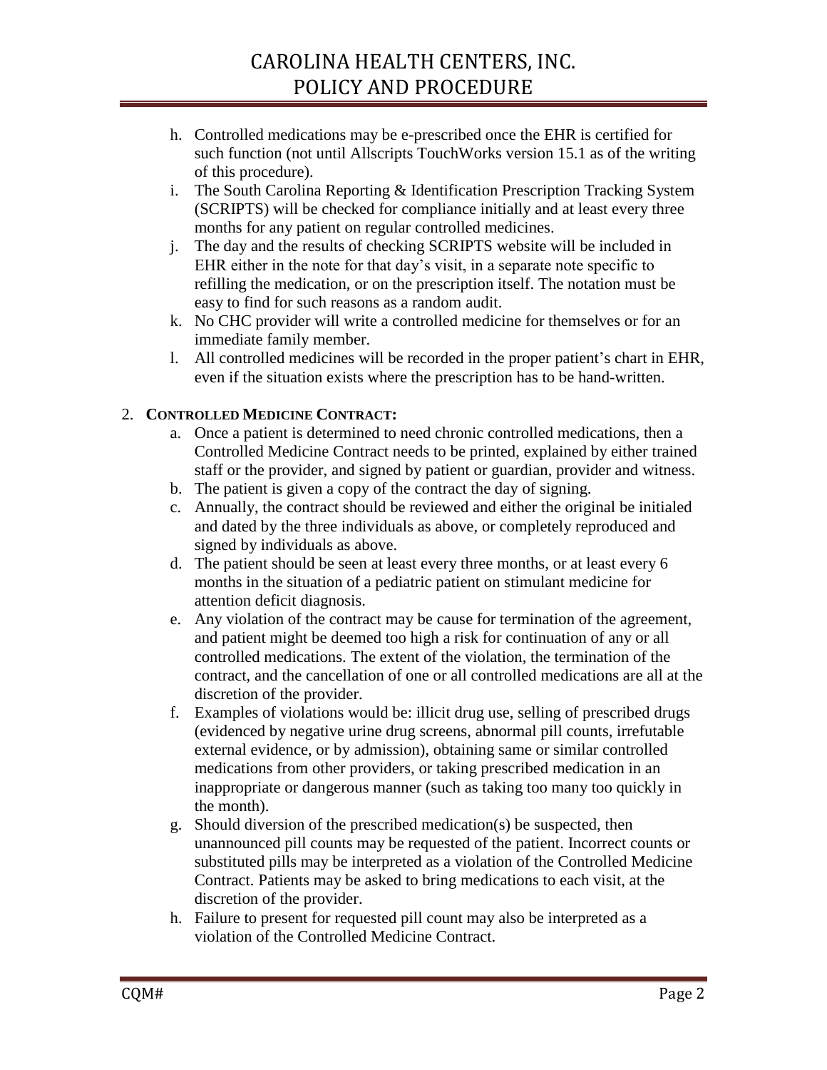h. Controlled medications may be e-prescribed once the EHR is certified for such function (not until Allscripts TouchWorks version 15.1 as of the writing of this procedure).
i. The South Carolina Reporting & Identification Prescription Tracking System (SCRIPTS) will be checked for compliance initially and at least every three months for any patient on regular controlled medicines.
j. The day and the results of checking SCRIPTS website will be included in EHR either in the note for that day's visit, in a separate note specific to refilling the medication, or on the prescription itself. The notation must be easy to find for such reasons as a random audit.
k. No CHC provider will write a controlled medicine for themselves or for an immediate family member.
l. All controlled medicines will be recorded in the proper patient's chart in EHR, even if the situation exists where the prescription has to be hand-written.

2. **CONTROLLED MEDICINE CONTRACT:**
   a. Once a patient is determined to need chronic controlled medications, then a Controlled Medicine Contract needs to be printed, explained by either trained staff or the provider, and signed by patient or guardian, provider and witness.
   b. The patient is given a copy of the contract the day of signing.
   c. Annually, the contract should be reviewed and either the original be initialed and dated by the three individuals as above, or completely reproduced and signed by individuals as above.
   d. The patient should be seen at least every three months, or at least every 6 months in the situation of a pediatric patient on stimulant medicine for attention deficit diagnosis.
   e. Any violation of the contract may be cause for termination of the agreement, and patient might be deemed too high a risk for continuation of any or all controlled medications. The extent of the violation, the termination of the contract, and the cancellation of one or all controlled medications are all at the discretion of the provider.
   f. Examples of violations would be: illicit drug use, selling of prescribed drugs (evidenced by negative urine drug screens, abnormal pill counts, irrefutable external evidence, or by admission), obtaining same or similar controlled medications from other providers, or taking prescribed medication in an inappropriate or dangerous manner (such as taking too many too quickly in the month).
   g. Should diversion of the prescribed medication(s) be suspected, then unannounced pill counts may be requested of the patient. Incorrect counts or substituted pills may be interpreted as a violation of the Controlled Medicine Contract. Patients may be asked to bring medications to each visit, at the discretion of the provider.
   h. Failure to present for requested pill count may also be interpreted as a violation of the Controlled Medicine Contract.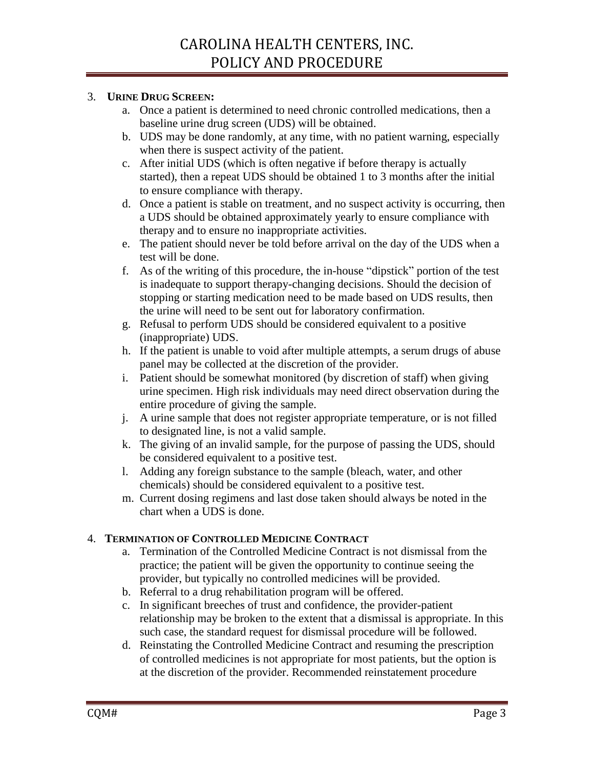3. **URINE DRUG SCREEN:**
    a. Once a patient is determined to need chronic controlled medications, then a baseline urine drug screen (UDS) will be obtained.
    b. UDS may be done randomly, at any time, with no patient warning, especially when there is suspect activity of the patient.
    c. After initial UDS (which is often negative if before therapy is actually started), then a repeat UDS should be obtained 1 to 3 months after the initial to ensure compliance with therapy.
    d. Once a patient is stable on treatment, and no suspect activity is occurring, then a UDS should be obtained approximately yearly to ensure compliance with therapy and to ensure no inappropriate activities.
    e. The patient should never be told before arrival on the day of the UDS when a test will be done.
    f. As of the writing of this procedure, the in-house "dipstick" portion of the test is inadequate to support therapy-changing decisions. Should the decision of stopping or starting medication need to be made based on UDS results, then the urine will need to be sent out for laboratory confirmation.
    g. Refusal to perform UDS should be considered equivalent to a positive (inappropriate) UDS.
    h. If the patient is unable to void after multiple attempts, a serum drugs of abuse panel may be collected at the discretion of the provider.
    i. Patient should be somewhat monitored (by discretion of staff) when giving urine specimen. High risk individuals may need direct observation during the entire procedure of giving the sample.
    j. A urine sample that does not register appropriate temperature, or is not filled to designated line, is not a valid sample.
    k. The giving of an invalid sample, for the purpose of passing the UDS, should be considered equivalent to a positive test.
    l. Adding any foreign substance to the sample (bleach, water, and other chemicals) should be considered equivalent to a positive test.
    m. Current dosing regimens and last dose taken should always be noted in the chart when a UDS is done.

4. **TERMINATION OF CONTROLLED MEDICINE CONTRACT**
    a. Termination of the Controlled Medicine Contract is not dismissal from the practice; the patient will be given the opportunity to continue seeing the provider, but typically no controlled medicines will be provided.
    b. Referral to a drug rehabilitation program will be offered.
    c. In significant breeches of trust and confidence, the provider-patient relationship may be broken to the extent that a dismissal is appropriate. In this such case, the standard request for dismissal procedure will be followed.
    d. Reinstating the Controlled Medicine Contract and resuming the prescription of controlled medicines is not appropriate for most patients, but the option is at the discretion of the provider. Recommended reinstatement procedure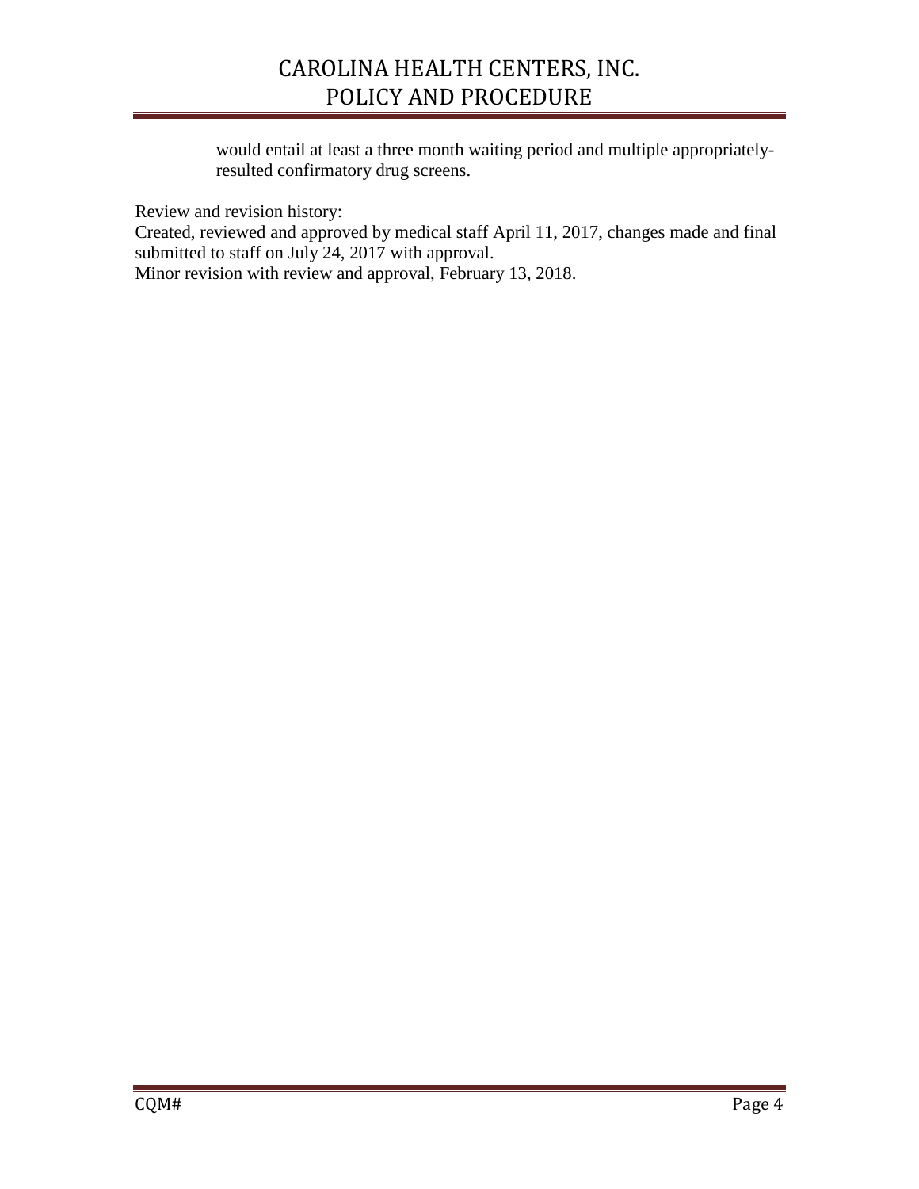would entail at least a three month waiting period and multiple appropriately-resulted confirmatory drug screens.

Review and revision history:
Created, reviewed and approved by medical staff April 11, 2017, changes made and final submitted to staff on July 24, 2017 with approval.
Minor revision with review and approval, February 13, 2018.